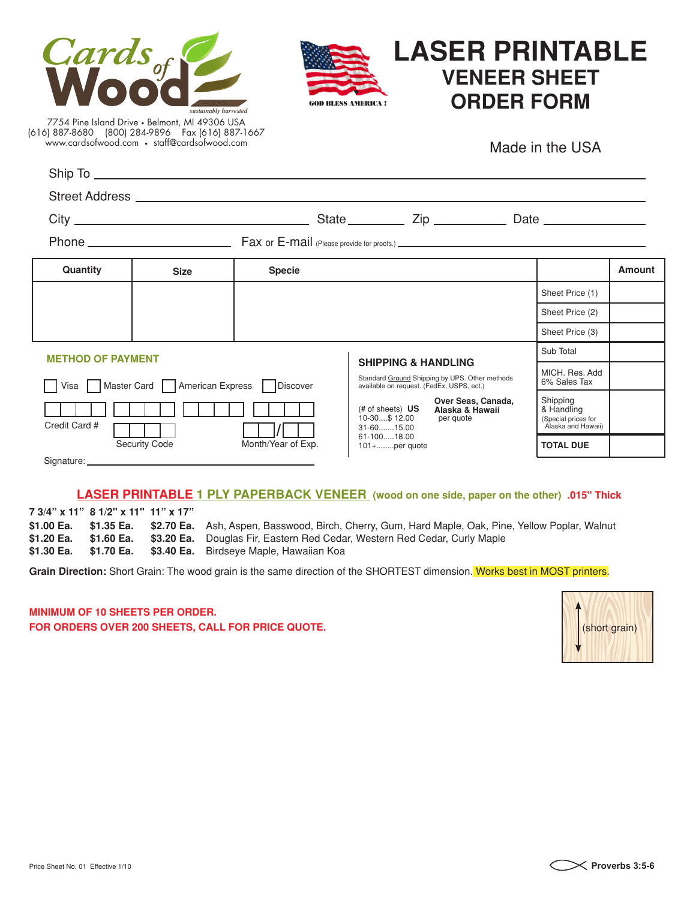Cards of Wood
*sustainably harvested*

7754 Pine Island Drive • Belmont, MI 49306 USA
(616) 887-8680 (800) 284-9896 Fax (616) 887-1667
www.cardsofwood.com • staff@cardsofwood.com

GOD BLESS AMERICA !

# LASER PRINTABLE
## VENEER SHEET ORDER FORM

Made in the USA

Ship To ______________________________

Street Address ______________________________

City ____________________ State ________ Zip ________ Date ________

Phone ________________ Fax or E-mail (Please provide for proofs.) ________________

| Quantity | Size | Specie | | Amount |
|---|---|---|---|---|
| | | | Sheet Price (1) | |
| | | | Sheet Price (2) | |
| | | | Sheet Price (3) | |
| | | | Sub Total | |
| | | | MICH. Res. Add 6% Sales Tax | |
| | | | Shipping & Handling (Special prices for Alaska and Hawaii) | |
| | | | **TOTAL DUE** | |

### METHOD OF PAYMENT

☐ Visa ☐ Master Card ☐ American Express ☐ Discover

Credit Card # ☐☐☐☐ ☐☐☐☐ ☐☐☐☐ ☐☐☐☐

Security Code ☐☐☐☐

Month/Year of Exp. ☐☐/☐☐

Signature: ______________________________

### SHIPPING & HANDLING

Standard Ground Shipping by UPS. Other methods available on request. (FedEx, USPS, ect.)

| (# of sheets) **US** | **Over Seas, Canada, Alaska & Hawaii** |
|---|---|
| 10-30....$ 12.00 | per quote |
| 31-60.......15.00 | |
| 61-100.....18.00 | |
| 101+........per quote | |

## LASER PRINTABLE 1 PLY PAPERBACK VENEER (wood on one side, paper on the other) .015" Thick

| 7 3/4" x 11" | 8 1/2" x 11" | 11" x 17" | |
|---|---|---|---|
| **$1.00 Ea.** | **$1.35 Ea.** | **$2.70 Ea.** | Ash, Aspen, Basswood, Birch, Cherry, Gum, Hard Maple, Oak, Pine, Yellow Poplar, Walnut |
| **$1.20 Ea.** | **$1.60 Ea.** | **$3.20 Ea.** | Douglas Fir, Eastern Red Cedar, Western Red Cedar, Curly Maple |
| **$1.30 Ea.** | **$1.70 Ea.** | **$3.40 Ea.** | Birdseye Maple, Hawaiian Koa |

**Grain Direction:** Short Grain: The wood grain is the same direction of the SHORTEST dimension. Works best in MOST printers.

**MINIMUM OF 10 SHEETS PER ORDER.**
**FOR ORDERS OVER 200 SHEETS, CALL FOR PRICE QUOTE.**

(short grain)

Price Sheet No. 01 Effective 1/10

**Proverbs 3:5-6**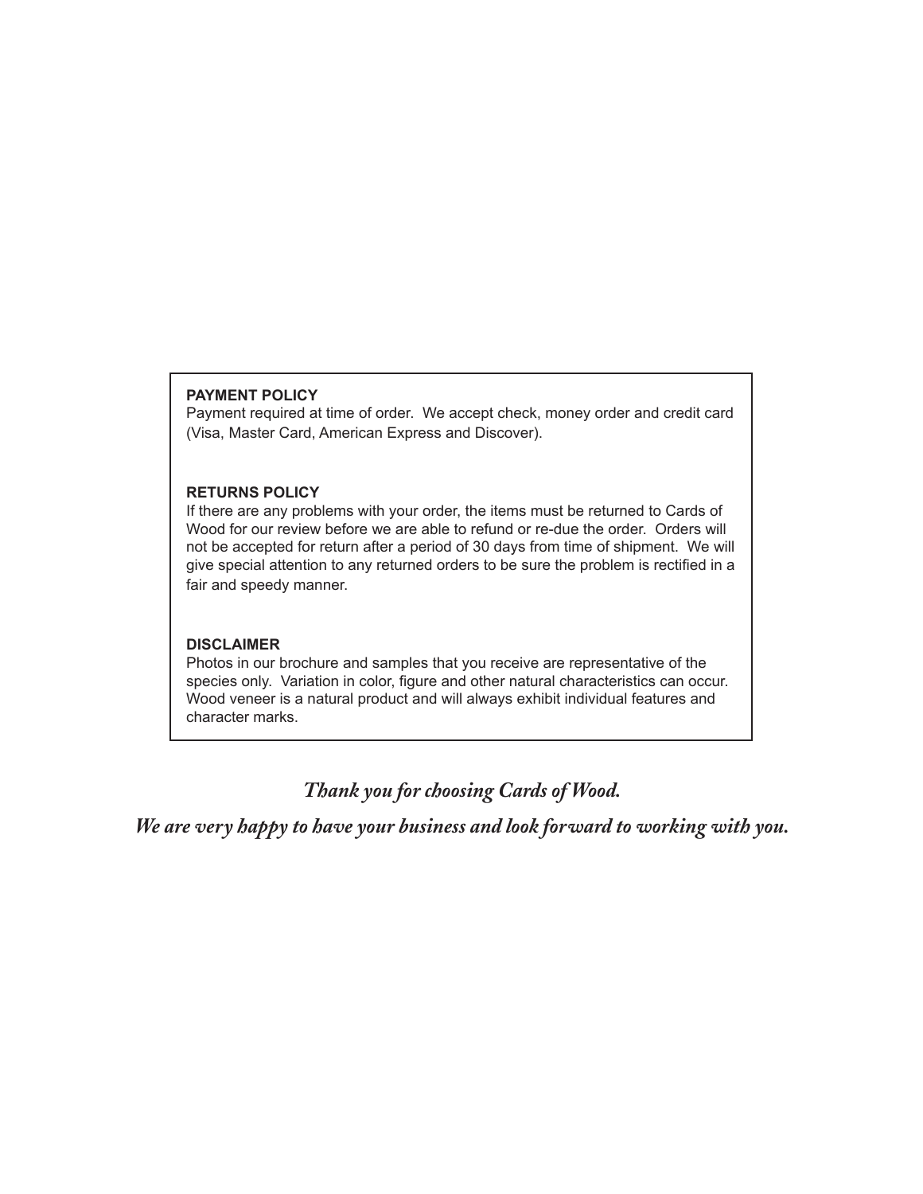**PAYMENT POLICY**
Payment required at time of order. We accept check, money order and credit card (Visa, Master Card, American Express and Discover).

**RETURNS POLICY**
If there are any problems with your order, the items must be returned to Cards of Wood for our review before we are able to refund or re-due the order. Orders will not be accepted for return after a period of 30 days from time of shipment. We will give special attention to any returned orders to be sure the problem is rectified in a fair and speedy manner.

**DISCLAIMER**
Photos in our brochure and samples that you receive are representative of the species only. Variation in color, figure and other natural characteristics can occur. Wood veneer is a natural product and will always exhibit individual features and character marks.

***Thank you for choosing Cards of Wood.***

***We are very happy to have your business and look forward to working with you.***